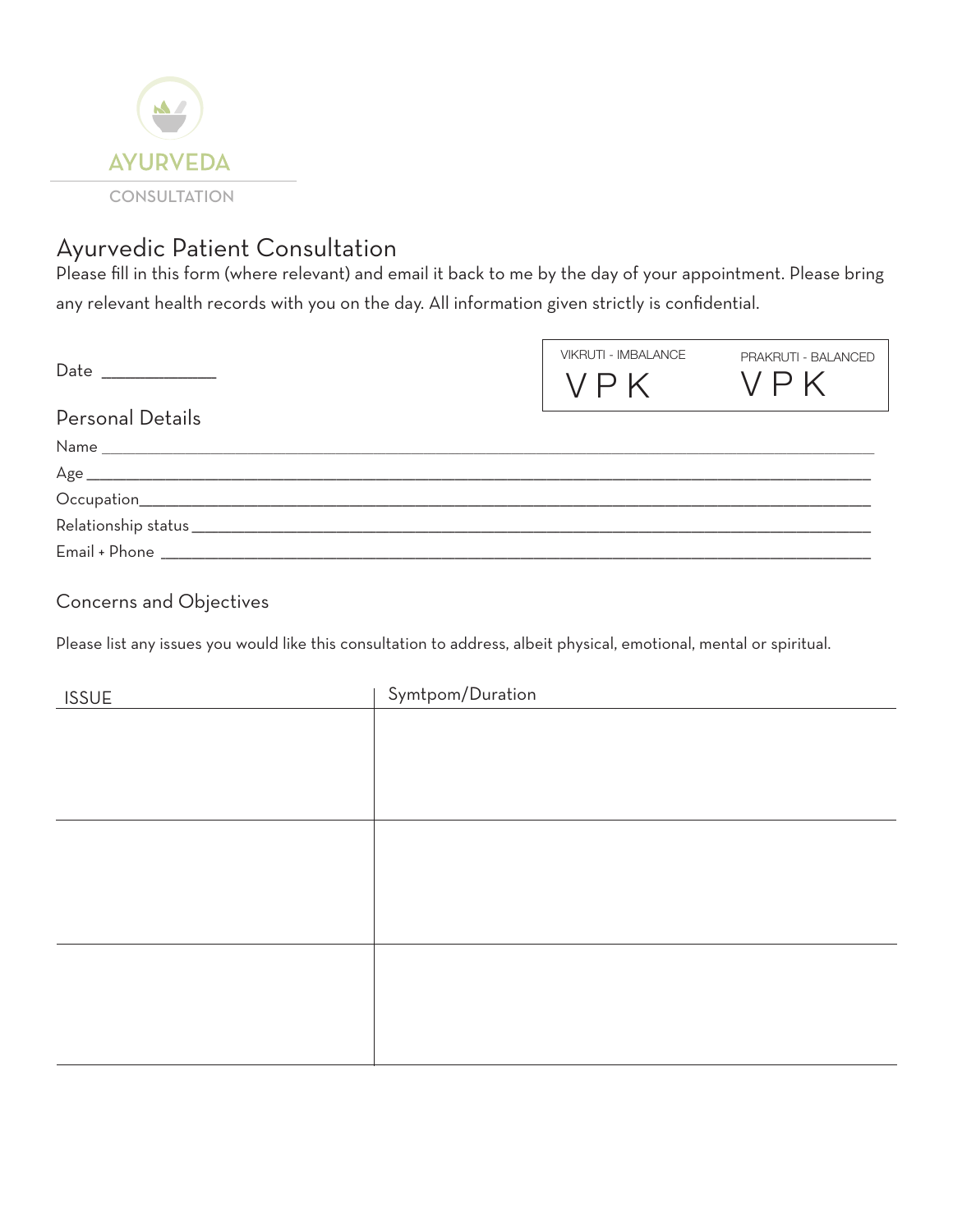AYURVEDA

CONSULTATION

# Ayurvedic Patient Consultation

Please fill in this form (where relevant) and email it back to me by the day of your appointment. Please bring any relevant health records with you on the day. All information given strictly is confidential.

Date ____________

| VIKRUTI - IMBALANCE | PRAKRUTI - BALANCED |
|---|---|
| V P K | V P K |

## Personal Details

Name ______________________________________________

Age ______________________________________________

Occupation______________________________________________

Relationship status ______________________________________________

Email + Phone ______________________________________________

## Concerns and Objectives

Please list any issues you would like this consultation to address, albeit physical, emotional, mental or spiritual.

| ISSUE | Symtpom/Duration |
|---|---|
| | |
| | |
| | |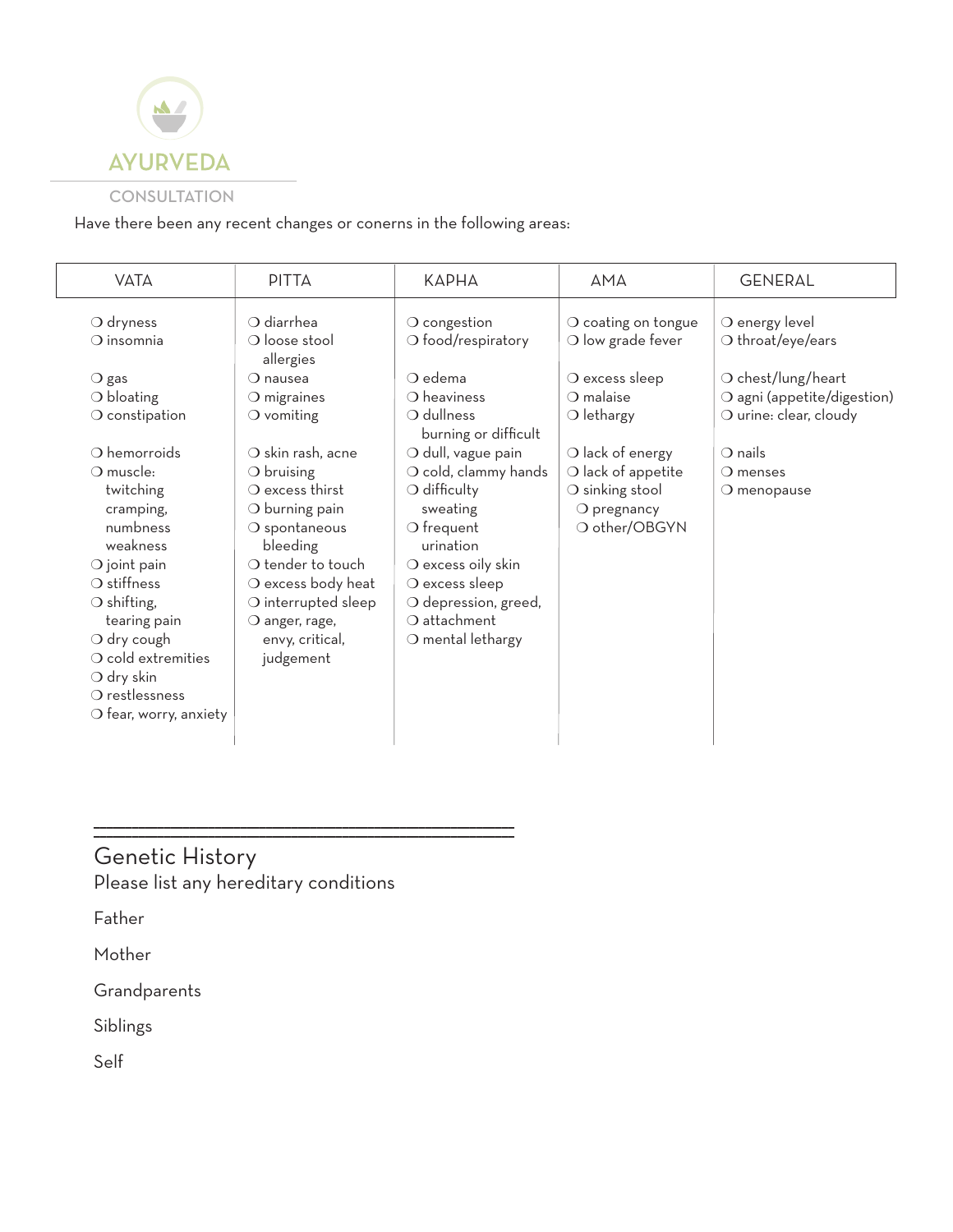# AYURVEDA

## CONSULTATION

Have there been any recent changes or conerns in the following areas:

| VATA | PITTA | KAPHA | AMA | GENERAL |
|---|---|---|---|---|
| ❍ dryness<br>❍ insomnia<br><br>❍ gas<br>❍ bloating<br>❍ constipation<br><br>❍ hemorroids<br>❍ muscle: twitching cramping, numbness weakness<br>❍ joint pain<br>❍ stiffness<br>❍ shifting, tearing pain<br>❍ dry cough<br>❍ cold extremities<br>❍ dry skin<br>❍ restlessness<br>❍ fear, worry, anxiety | ❍ diarrhea<br>❍ loose stool allergies<br>❍ nausea<br>❍ migraines<br>❍ vomiting<br><br>❍ skin rash, acne<br>❍ bruising<br>❍ excess thirst<br>❍ burning pain<br>❍ spontaneous bleeding<br>❍ tender to touch<br>❍ excess body heat<br>❍ interrupted sleep<br>❍ anger, rage, envy, critical, judgement | ❍ congestion<br>❍ food/respiratory<br><br>❍ edema<br>❍ heaviness<br>❍ dullness burning or difficult<br>❍ dull, vague pain<br>❍ cold, clammy hands<br>❍ difficulty sweating<br>❍ frequent urination<br>❍ excess oily skin<br>❍ excess sleep<br>❍ depression, greed,<br>❍ attachment<br>❍ mental lethargy | ❍ coating on tongue<br>❍ low grade fever<br><br>❍ excess sleep<br>❍ malaise<br>❍ lethargy<br><br>❍ lack of energy<br>❍ lack of appetite<br>❍ sinking stool<br>❍ pregnancy<br>❍ other/OBGYN | ❍ energy level<br>❍ throat/eye/ears<br><br>❍ chest/lung/heart<br>❍ agni (appetite/digestion)<br>❍ urine: clear, cloudy<br><br>❍ nails<br>❍ menses<br>❍ menopause |

---

## Genetic History

Please list any hereditary conditions

Father

Mother

Grandparents

Siblings

Self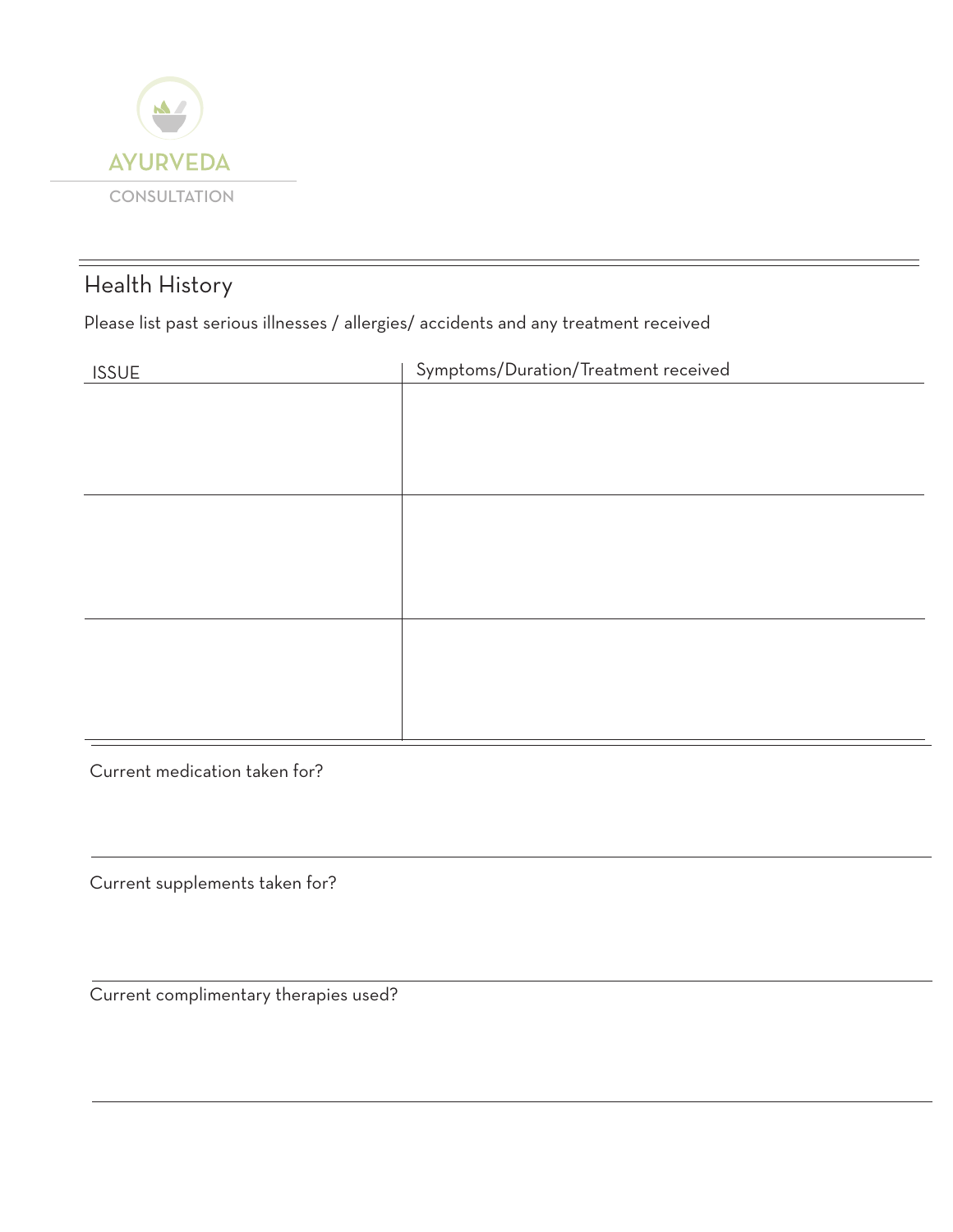AYURVEDA

CONSULTATION

## Health History

Please list past serious illnesses / allergies/ accidents and any treatment received

| ISSUE | Symptoms/Duration/Treatment received |
| --- | --- |
| | |
| | |
| | |

Current medication taken for?

Current supplements taken for?

Current complimentary therapies used?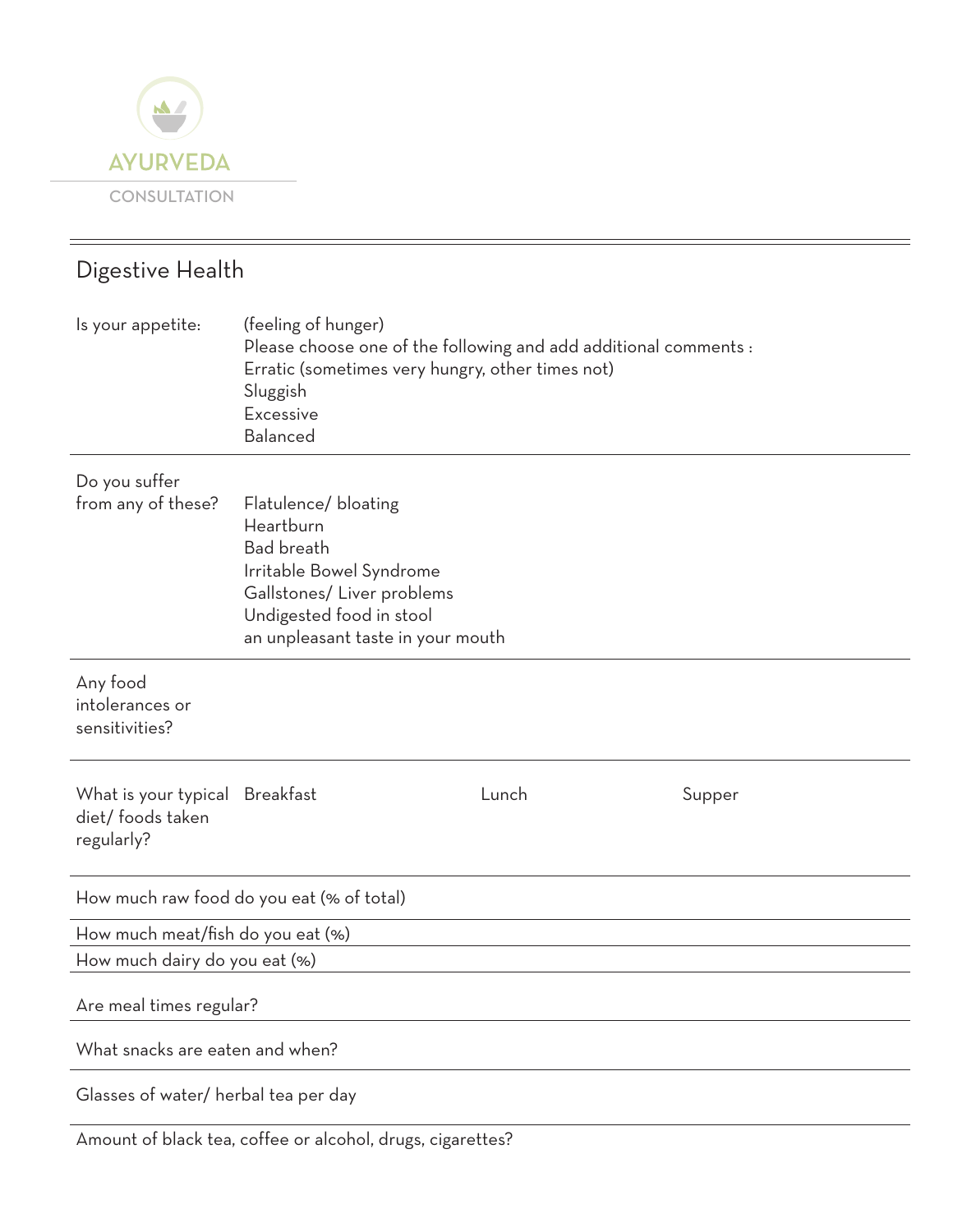AYURVEDA

CONSULTATION

## Digestive Health

| | |
|---|---|
| Is your appetite: | (feeling of hunger)<br>Please choose one of the following and add additional comments :<br>Erratic (sometimes very hungry, other times not)<br>Sluggish<br>Excessive<br>Balanced |
| Do you suffer from any of these? | Flatulence/ bloating<br>Heartburn<br>Bad breath<br>Irritable Bowel Syndrome<br>Gallstones/ Liver problems<br>Undigested food in stool<br>an unpleasant taste in your mouth |
| Any food intolerances or sensitivities? | |

| What is your typical diet/ foods taken regularly? | Breakfast | Lunch | Supper |
|---|---|---|---|
| | | | |

How much raw food do you eat (% of total)

How much meat/fish do you eat (%)

How much dairy do you eat (%)

Are meal times regular?

What snacks are eaten and when?

Glasses of water/ herbal tea per day

Amount of black tea, coffee or alcohol, drugs, cigarettes?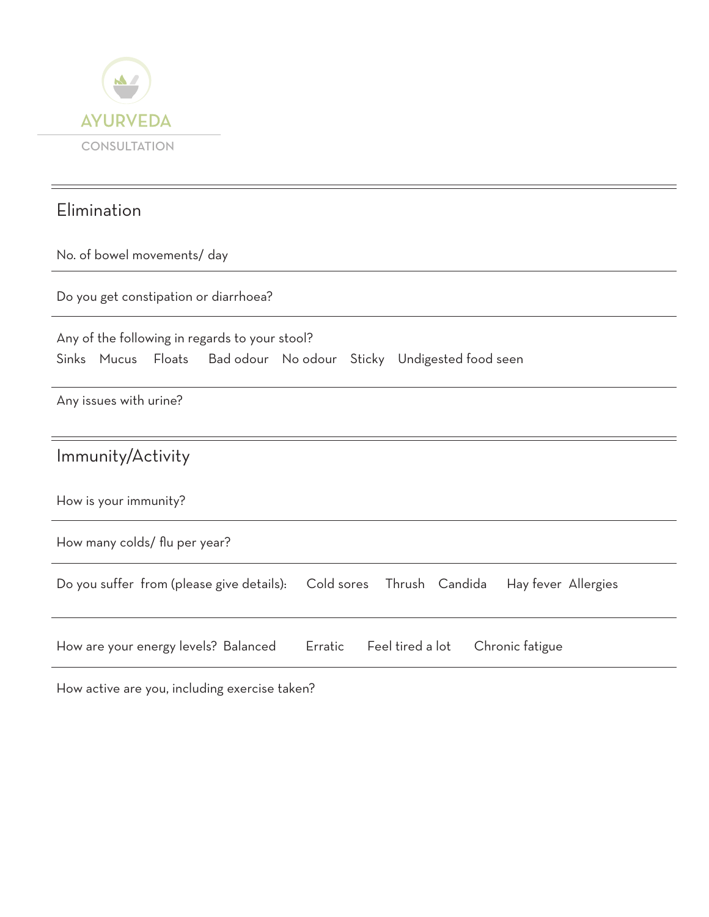AYURVEDA

CONSULTATION

## Elimination

No. of bowel movements/ day

Do you get constipation or diarrhoea?

Any of the following in regards to your stool?

Sinks Mucus Floats Bad odour No odour Sticky Undigested food seen

Any issues with urine?

## Immunity/Activity

How is your immunity?

How many colds/ flu per year?

Do you suffer from (please give details): Cold sores Thrush Candida Hay fever Allergies

How are your energy levels? Balanced Erratic Feel tired a lot Chronic fatigue

How active are you, including exercise taken?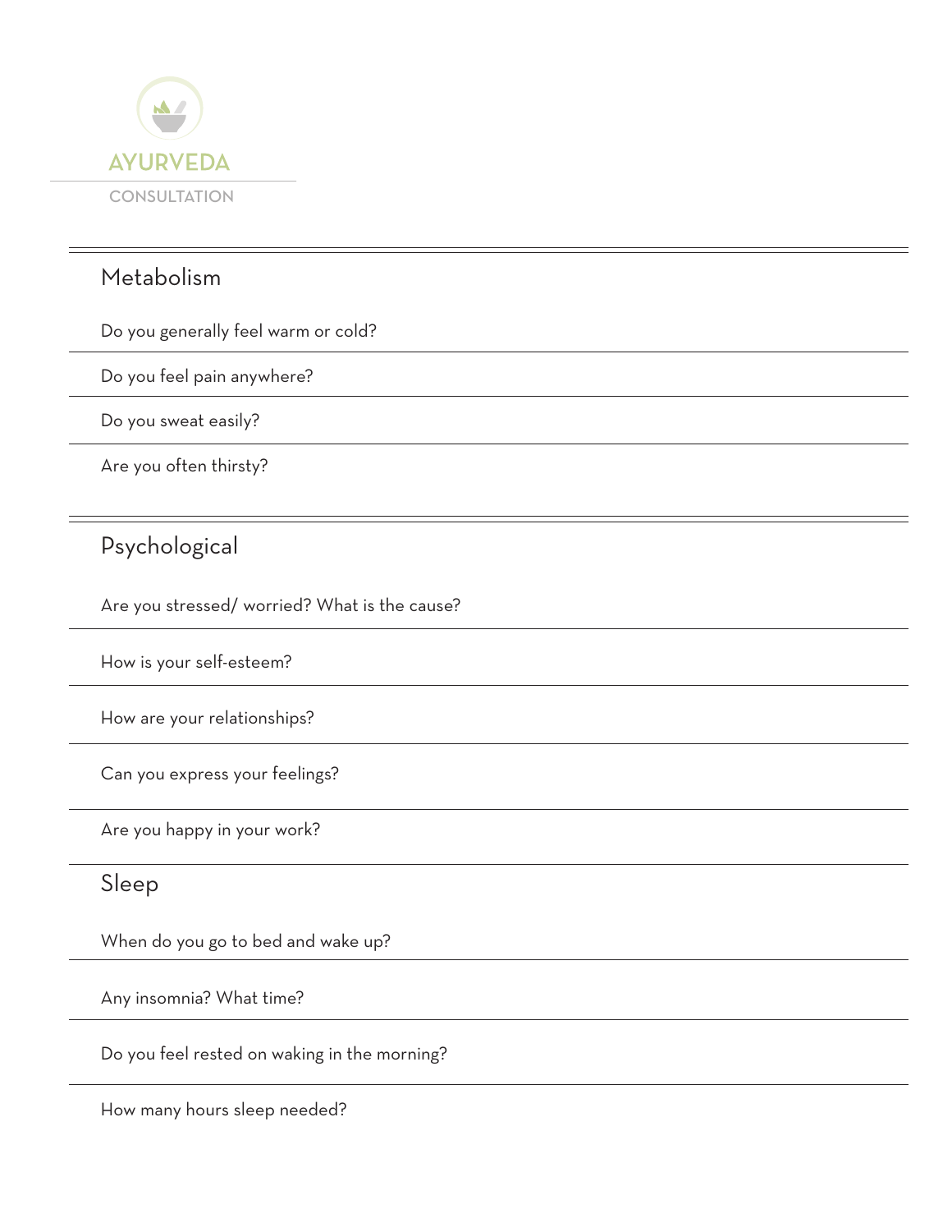AYURVEDA

CONSULTATION

## Metabolism

Do you generally feel warm or cold?

Do you feel pain anywhere?

Do you sweat easily?

Are you often thirsty?

## Psychological

Are you stressed/ worried? What is the cause?

How is your self-esteem?

How are your relationships?

Can you express your feelings?

Are you happy in your work?

## Sleep

When do you go to bed and wake up?

Any insomnia? What time?

Do you feel rested on waking in the morning?

How many hours sleep needed?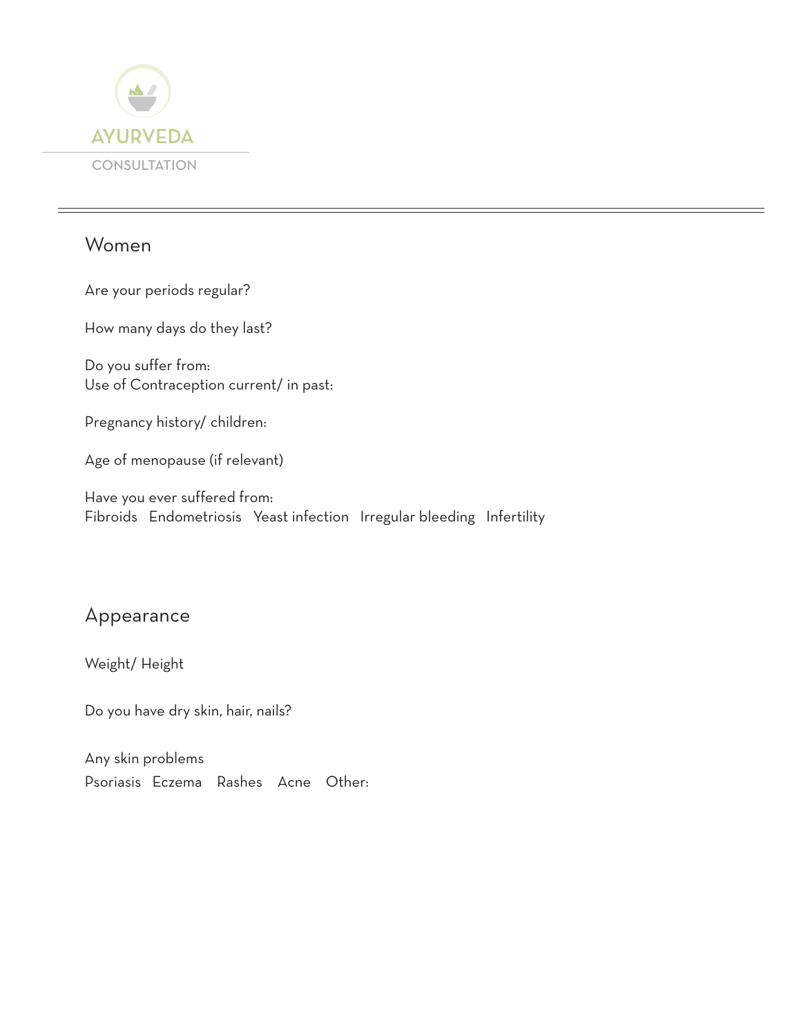AYURVEDA

CONSULTATION

## Women

Are your periods regular?

How many days do they last?

Do you suffer from:
Use of Contraception current/ in past:

Pregnancy history/ children:

Age of menopause (if relevant)

Have you ever suffered from:
Fibroids   Endometriosis   Yeast infection   Irregular bleeding   Infertility

## Appearance

Weight/ Height

Do you have dry skin, hair, nails?

Any skin problems
Psoriasis   Eczema   Rashes   Acne   Other: